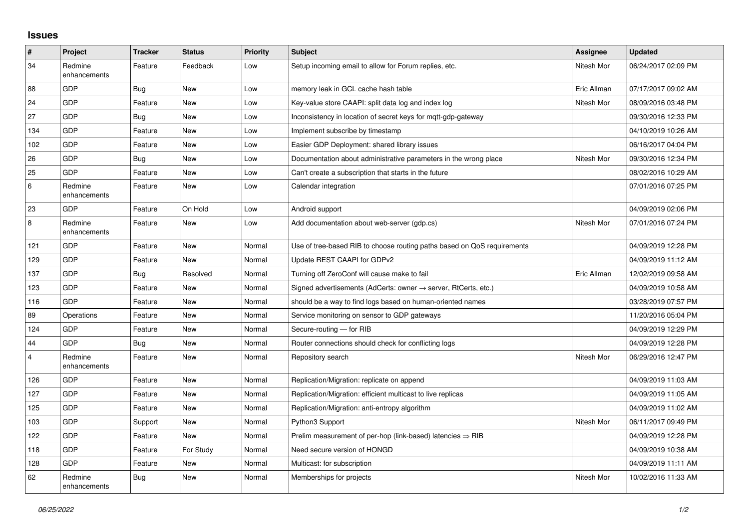# Issues

| # | Project | Tracker | Status | Priority | Subject | Assignee | Updated |
|---|---|---|---|---|---|---|---|
| 34 | Redmine enhancements | Feature | Feedback | Low | Setup incoming email to allow for Forum replies, etc. | Nitesh Mor | 06/24/2017 02:09 PM |
| 88 | GDP | Bug | New | Low | memory leak in GCL cache hash table | Eric Allman | 07/17/2017 09:02 AM |
| 24 | GDP | Feature | New | Low | Key-value store CAAPI: split data log and index log | Nitesh Mor | 08/09/2016 03:48 PM |
| 27 | GDP | Bug | New | Low | Inconsistency in location of secret keys for mqtt-gdp-gateway | | 09/30/2016 12:33 PM |
| 134 | GDP | Feature | New | Low | Implement subscribe by timestamp | | 04/10/2019 10:26 AM |
| 102 | GDP | Feature | New | Low | Easier GDP Deployment: shared library issues | | 06/16/2017 04:04 PM |
| 26 | GDP | Bug | New | Low | Documentation about administrative parameters in the wrong place | Nitesh Mor | 09/30/2016 12:34 PM |
| 25 | GDP | Feature | New | Low | Can't create a subscription that starts in the future | | 08/02/2016 10:29 AM |
| 6 | Redmine enhancements | Feature | New | Low | Calendar integration | | 07/01/2016 07:25 PM |
| 23 | GDP | Feature | On Hold | Low | Android support | | 04/09/2019 02:06 PM |
| 8 | Redmine enhancements | Feature | New | Low | Add documentation about web-server (gdp.cs) | Nitesh Mor | 07/01/2016 07:24 PM |
| 121 | GDP | Feature | New | Normal | Use of tree-based RIB to choose routing paths based on QoS requirements | | 04/09/2019 12:28 PM |
| 129 | GDP | Feature | New | Normal | Update REST CAAPI for GDPv2 | | 04/09/2019 11:12 AM |
| 137 | GDP | Bug | Resolved | Normal | Turning off ZeroConf will cause make to fail | Eric Allman | 12/02/2019 09:58 AM |
| 123 | GDP | Feature | New | Normal | Signed advertisements (AdCerts: owner → server, RtCerts, etc.) | | 04/09/2019 10:58 AM |
| 116 | GDP | Feature | New | Normal | should be a way to find logs based on human-oriented names | | 03/28/2019 07:57 PM |
| 89 | Operations | Feature | New | Normal | Service monitoring on sensor to GDP gateways | | 11/20/2016 05:04 PM |
| 124 | GDP | Feature | New | Normal | Secure-routing — for RIB | | 04/09/2019 12:29 PM |
| 44 | GDP | Bug | New | Normal | Router connections should check for conflicting logs | | 04/09/2019 12:28 PM |
| 4 | Redmine enhancements | Feature | New | Normal | Repository search | Nitesh Mor | 06/29/2016 12:47 PM |
| 126 | GDP | Feature | New | Normal | Replication/Migration: replicate on append | | 04/09/2019 11:03 AM |
| 127 | GDP | Feature | New | Normal | Replication/Migration: efficient multicast to live replicas | | 04/09/2019 11:05 AM |
| 125 | GDP | Feature | New | Normal | Replication/Migration: anti-entropy algorithm | | 04/09/2019 11:02 AM |
| 103 | GDP | Support | New | Normal | Python3 Support | Nitesh Mor | 06/11/2017 09:49 PM |
| 122 | GDP | Feature | New | Normal | Prelim measurement of per-hop (link-based) latencies ⇒ RIB | | 04/09/2019 12:28 PM |
| 118 | GDP | Feature | For Study | Normal | Need secure version of HONGD | | 04/09/2019 10:38 AM |
| 128 | GDP | Feature | New | Normal | Multicast: for subscription | | 04/09/2019 11:11 AM |
| 62 | Redmine enhancements | Bug | New | Normal | Memberships for projects | Nitesh Mor | 10/02/2016 11:33 AM |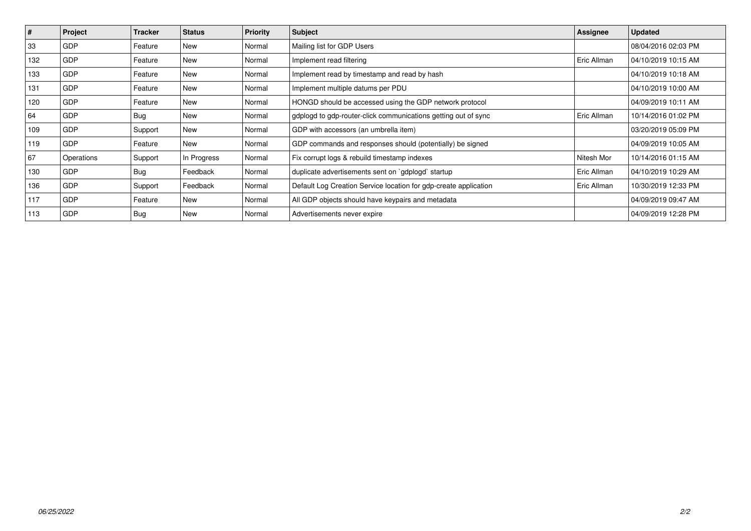| # | Project | Tracker | Status | Priority | Subject | Assignee | Updated |
|---|---|---|---|---|---|---|---|
| 33 | GDP | Feature | New | Normal | Mailing list for GDP Users | | 08/04/2016 02:03 PM |
| 132 | GDP | Feature | New | Normal | Implement read filtering | Eric Allman | 04/10/2019 10:15 AM |
| 133 | GDP | Feature | New | Normal | Implement read by timestamp and read by hash | | 04/10/2019 10:18 AM |
| 131 | GDP | Feature | New | Normal | Implement multiple datums per PDU | | 04/10/2019 10:00 AM |
| 120 | GDP | Feature | New | Normal | HONGD should be accessed using the GDP network protocol | | 04/09/2019 10:11 AM |
| 64 | GDP | Bug | New | Normal | gdplogd to gdp-router-click communications getting out of sync | Eric Allman | 10/14/2016 01:02 PM |
| 109 | GDP | Support | New | Normal | GDP with accessors (an umbrella item) | | 03/20/2019 05:09 PM |
| 119 | GDP | Feature | New | Normal | GDP commands and responses should (potentially) be signed | | 04/09/2019 10:05 AM |
| 67 | Operations | Support | In Progress | Normal | Fix corrupt logs & rebuild timestamp indexes | Nitesh Mor | 10/14/2016 01:15 AM |
| 130 | GDP | Bug | Feedback | Normal | duplicate advertisements sent on `gdplogd` startup | Eric Allman | 04/10/2019 10:29 AM |
| 136 | GDP | Support | Feedback | Normal | Default Log Creation Service location for gdp-create application | Eric Allman | 10/30/2019 12:33 PM |
| 117 | GDP | Feature | New | Normal | All GDP objects should have keypairs and metadata | | 04/09/2019 09:47 AM |
| 113 | GDP | Bug | New | Normal | Advertisements never expire | | 04/09/2019 12:28 PM |